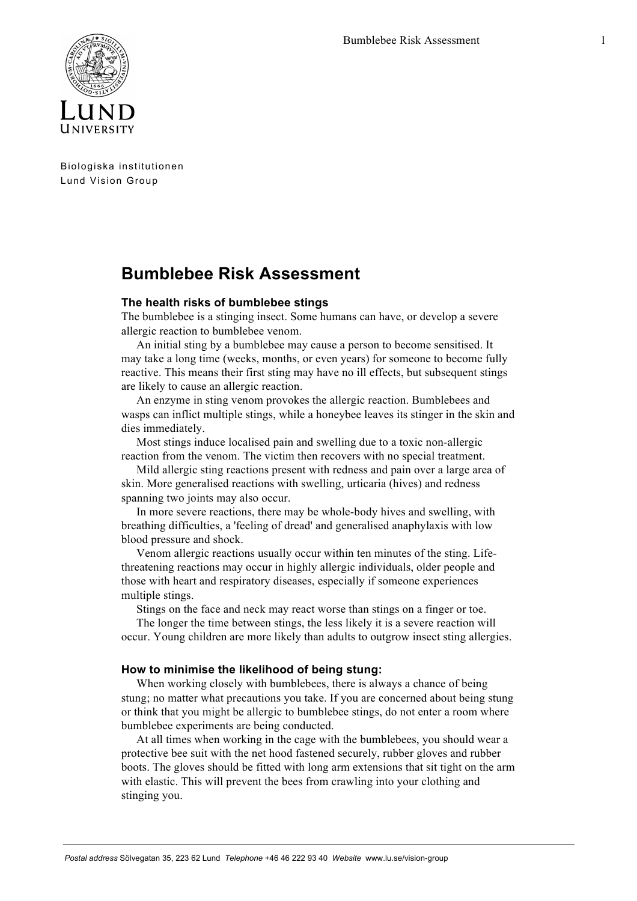Biologiska institutionen
Lund Vision Group

# Bumblebee Risk Assessment

### The health risks of bumblebee stings

The bumblebee is a stinging insect. Some humans can have, or develop a severe allergic reaction to bumblebee venom.

An initial sting by a bumblebee may cause a person to become sensitised. It may take a long time (weeks, months, or even years) for someone to become fully reactive. This means their first sting may have no ill effects, but subsequent stings are likely to cause an allergic reaction.

An enzyme in sting venom provokes the allergic reaction. Bumblebees and wasps can inflict multiple stings, while a honeybee leaves its stinger in the skin and dies immediately.

Most stings induce localised pain and swelling due to a toxic non-allergic reaction from the venom. The victim then recovers with no special treatment.

Mild allergic sting reactions present with redness and pain over a large area of skin. More generalised reactions with swelling, urticaria (hives) and redness spanning two joints may also occur.

In more severe reactions, there may be whole-body hives and swelling, with breathing difficulties, a 'feeling of dread' and generalised anaphylaxis with low blood pressure and shock.

Venom allergic reactions usually occur within ten minutes of the sting. Life-threatening reactions may occur in highly allergic individuals, older people and those with heart and respiratory diseases, especially if someone experiences multiple stings.

Stings on the face and neck may react worse than stings on a finger or toe.

The longer the time between stings, the less likely it is a severe reaction will occur. Young children are more likely than adults to outgrow insect sting allergies.

### How to minimise the likelihood of being stung:

When working closely with bumblebees, there is always a chance of being stung; no matter what precautions you take. If you are concerned about being stung or think that you might be allergic to bumblebee stings, do not enter a room where bumblebee experiments are being conducted.

At all times when working in the cage with the bumblebees, you should wear a protective bee suit with the net hood fastened securely, rubber gloves and rubber boots. The gloves should be fitted with long arm extensions that sit tight on the arm with elastic. This will prevent the bees from crawling into your clothing and stinging you.

*Postal address* Sölvegatan 35, 223 62 Lund *Telephone* +46 46 222 93 40 *Website* www.lu.se/vision-group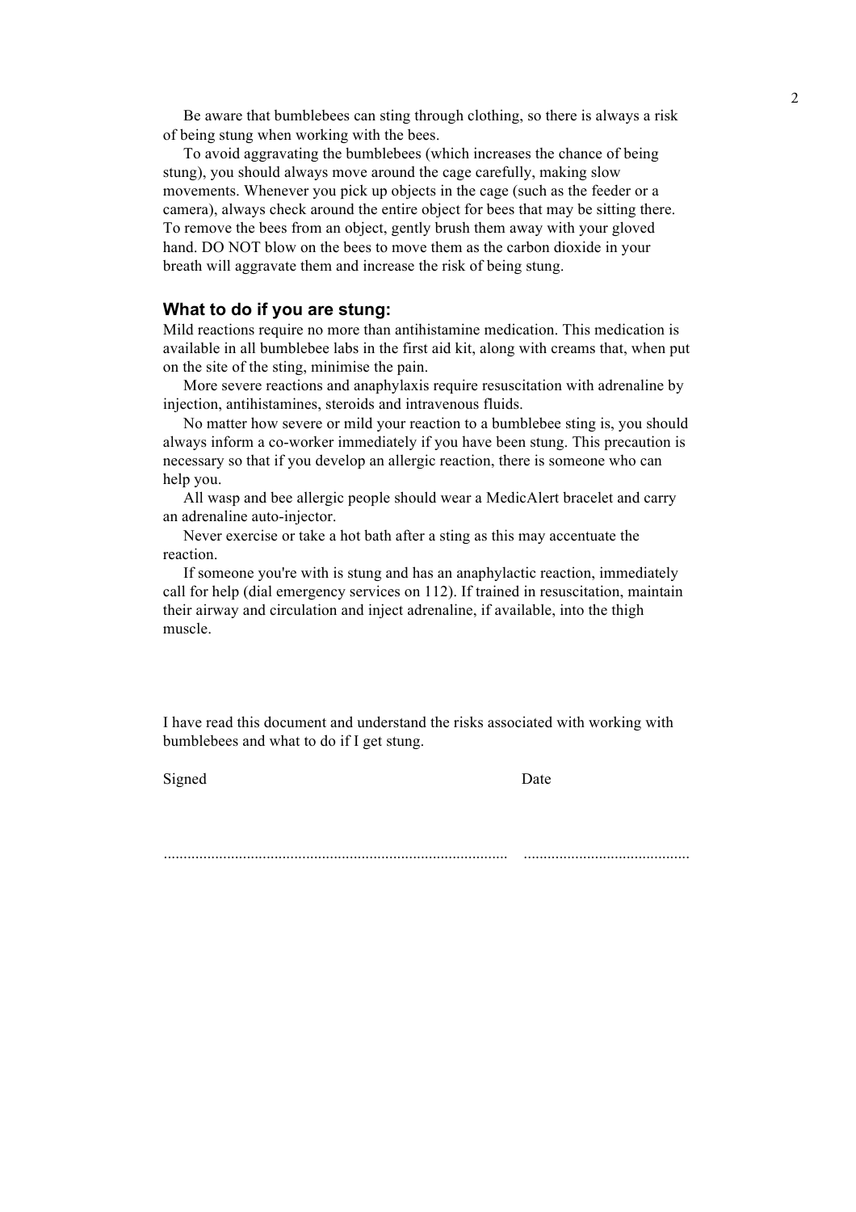Be aware that bumblebees can sting through clothing, so there is always a risk of being stung when working with the bees.

To avoid aggravating the bumblebees (which increases the chance of being stung), you should always move around the cage carefully, making slow movements. Whenever you pick up objects in the cage (such as the feeder or a camera), always check around the entire object for bees that may be sitting there. To remove the bees from an object, gently brush them away with your gloved hand. DO NOT blow on the bees to move them as the carbon dioxide in your breath will aggravate them and increase the risk of being stung.

### What to do if you are stung:

Mild reactions require no more than antihistamine medication. This medication is available in all bumblebee labs in the first aid kit, along with creams that, when put on the site of the sting, minimise the pain.

More severe reactions and anaphylaxis require resuscitation with adrenaline by injection, antihistamines, steroids and intravenous fluids.

No matter how severe or mild your reaction to a bumblebee sting is, you should always inform a co-worker immediately if you have been stung. This precaution is necessary so that if you develop an allergic reaction, there is someone who can help you.

All wasp and bee allergic people should wear a MedicAlert bracelet and carry an adrenaline auto-injector.

Never exercise or take a hot bath after a sting as this may accentuate the reaction.

If someone you're with is stung and has an anaphylactic reaction, immediately call for help (dial emergency services on 112). If trained in resuscitation, maintain their airway and circulation and inject adrenaline, if available, into the thigh muscle.

I have read this document and understand the risks associated with working with bumblebees and what to do if I get stung.

Signed ...................................................................................... Date ..........................................